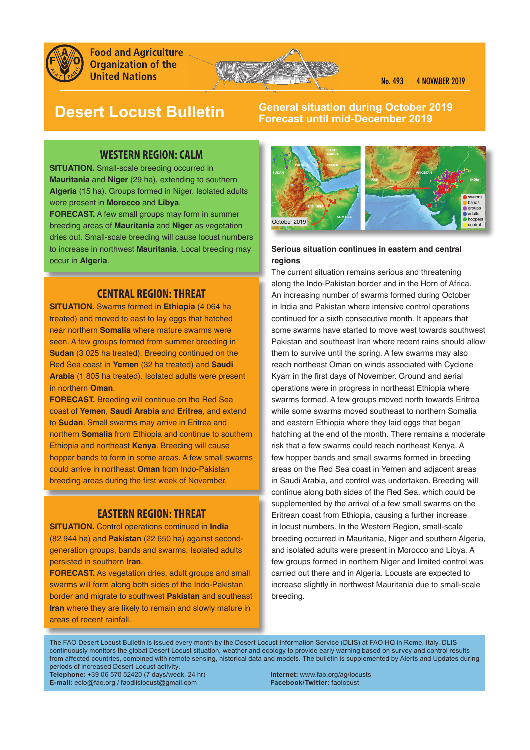Food and Agriculture Organization of the United Nations

No. 493 4 NOVMBER 2019

# Desert Locust Bulletin

**General situation during October 2019**
**Forecast until mid-December 2019**

## WESTERN REGION: CALM

**SITUATION.** Small-scale breeding occurred in **Mauritania** and **Niger** (29 ha), extending to southern **Algeria** (15 ha). Groups formed in Niger. Isolated adults were present in **Morocco** and **Libya**.

**FORECAST.** A few small groups may form in summer breeding areas of **Mauritania** and **Niger** as vegetation dries out. Small-scale breeding will cause locust numbers to increase in northwest **Mauritania**. Local breeding may occur in **Algeria**.

## CENTRAL REGION: THREAT

**SITUATION.** Swarms formed in **Ethiopia** (4 064 ha treated) and moved to east to lay eggs that hatched near northern **Somalia** where mature swarms were seen. A few groups formed from summer breeding in **Sudan** (3 025 ha treated). Breeding continued on the Red Sea coast in **Yemen** (32 ha treated) and **Saudi Arabia** (1 805 ha treated). Isolated adults were present in northern **Oman**.

**FORECAST.** Breeding will continue on the Red Sea coast of **Yemen**, **Saudi Arabia** and **Eritrea**, and extend to **Sudan**. Small swarms may arrive in Eritrea and northern **Somalia** from Ethiopia and continue to southern Ethiopia and northeast **Kenya**. Breeding will cause hopper bands to form in some areas. A few small swarms could arrive in northeast **Oman** from Indo-Pakistan breeding areas during the first week of November.

## EASTERN REGION: THREAT

**SITUATION.** Control operations continued in **India** (82 944 ha) and **Pakistan** (22 650 ha) against second-generation groups, bands and swarms. Isolated adults persisted in southern **Iran**.

**FORECAST.** As vegetation dries, adult groups and small swarms will form along both sides of the Indo-Pakistan border and migrate to southwest **Pakistan** and southeast **Iran** where they are likely to remain and slowly mature in areas of recent rainfall.

### Serious situation continues in eastern and central regions

The current situation remains serious and threatening along the Indo-Pakistan border and in the Horn of Africa. An increasing number of swarms formed during October in India and Pakistan where intensive control operations continued for a sixth consecutive month. It appears that some swarms have started to move west towards southwest Pakistan and southeast Iran where recent rains should allow them to survive until the spring. A few swarms may also reach northeast Oman on winds associated with Cyclone Kyarr in the first days of November. Ground and aerial operations were in progress in northeast Ethiopia where swarms formed. A few groups moved north towards Eritrea while some swarms moved southeast to northern Somalia and eastern Ethiopia where they laid eggs that began hatching at the end of the month. There remains a moderate risk that a few swarms could reach northeast Kenya. A few hopper bands and small swarms formed in breeding areas on the Red Sea coast in Yemen and adjacent areas in Saudi Arabia, and control was undertaken. Breeding will continue along both sides of the Red Sea, which could be supplemented by the arrival of a few small swarms on the Eritrean coast from Ethiopia, causing a further increase in locust numbers. In the Western Region, small-scale breeding occurred in Mauritania, Niger and southern Algeria, and isolated adults were present in Morocco and Libya. A few groups formed in northern Niger and limited control was carried out there and in Algeria. Locusts are expected to increase slightly in northwest Mauritania due to small-scale breeding.

The FAO Desert Locust Bulletin is issued every month by the Desert Locust Information Service (DLIS) at FAO HQ in Rome, Italy. DLIS continuously monitors the global Desert Locust situation, weather and ecology to provide early warning based on survey and control results from affected countries, combined with remote sensing, historical data and models. The bulletin is supplemented by Alerts and Updates during periods of increased Desert Locust activity.

**Telephone:** +39 06 570 52420 (7 days/week, 24 hr)
**E-mail:** eclo@fao.org / faodlislocust@gmail.com
**Internet:** www.fao.org/ag/locusts
**Facebook/Twitter:** faolocust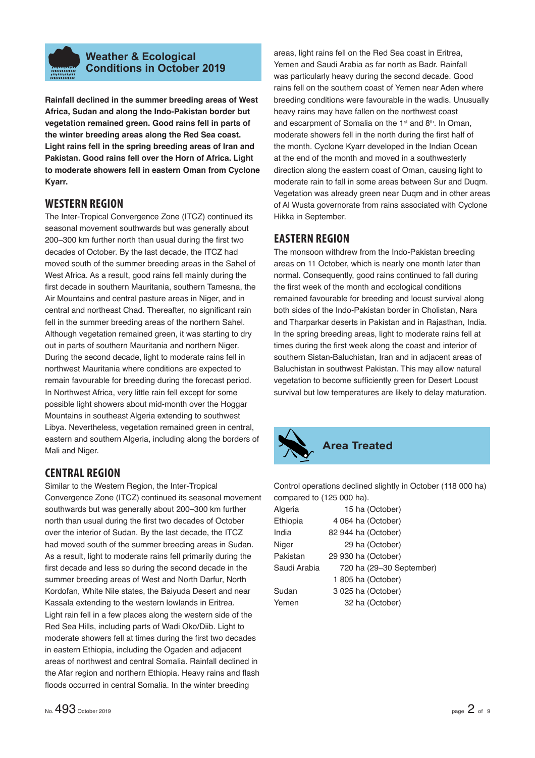## Weather & Ecological Conditions in October 2019

**Rainfall declined in the summer breeding areas of West Africa, Sudan and along the Indo-Pakistan border but vegetation remained green. Good rains fell in parts of the winter breeding areas along the Red Sea coast. Light rains fell in the spring breeding areas of Iran and Pakistan. Good rains fell over the Horn of Africa. Light to moderate showers fell in eastern Oman from Cyclone Kyarr.**

### WESTERN REGION

The Inter-Tropical Convergence Zone (ITCZ) continued its seasonal movement southwards but was generally about 200–300 km further north than usual during the first two decades of October. By the last decade, the ITCZ had moved south of the summer breeding areas in the Sahel of West Africa. As a result, good rains fell mainly during the first decade in southern Mauritania, southern Tamesna, the Air Mountains and central pasture areas in Niger, and in central and northeast Chad. Thereafter, no significant rain fell in the summer breeding areas of the northern Sahel. Although vegetation remained green, it was starting to dry out in parts of southern Mauritania and northern Niger. During the second decade, light to moderate rains fell in northwest Mauritania where conditions are expected to remain favourable for breeding during the forecast period. In Northwest Africa, very little rain fell except for some possible light showers about mid-month over the Hoggar Mountains in southeast Algeria extending to southwest Libya. Nevertheless, vegetation remained green in central, eastern and southern Algeria, including along the borders of Mali and Niger.

### CENTRAL REGION

Similar to the Western Region, the Inter-Tropical Convergence Zone (ITCZ) continued its seasonal movement southwards but was generally about 200–300 km further north than usual during the first two decades of October over the interior of Sudan. By the last decade, the ITCZ had moved south of the summer breeding areas in Sudan. As a result, light to moderate rains fell primarily during the first decade and less so during the second decade in the summer breeding areas of West and North Darfur, North Kordofan, White Nile states, the Baiyuda Desert and near Kassala extending to the western lowlands in Eritrea. Light rain fell in a few places along the western side of the Red Sea Hills, including parts of Wadi Oko/Diib. Light to moderate showers fell at times during the first two decades in eastern Ethiopia, including the Ogaden and adjacent areas of northwest and central Somalia. Rainfall declined in the Afar region and northern Ethiopia. Heavy rains and flash floods occurred in central Somalia. In the winter breeding areas, light rains fell on the Red Sea coast in Eritrea, Yemen and Saudi Arabia as far north as Badr. Rainfall was particularly heavy during the second decade. Good rains fell on the southern coast of Yemen near Aden where breeding conditions were favourable in the wadis. Unusually heavy rains may have fallen on the northwest coast and escarpment of Somalia on the 1st and 8th. In Oman, moderate showers fell in the north during the first half of the month. Cyclone Kyarr developed in the Indian Ocean at the end of the month and moved in a southwesterly direction along the eastern coast of Oman, causing light to moderate rain to fall in some areas between Sur and Duqm. Vegetation was already green near Duqm and in other areas of Al Wusta governorate from rains associated with Cyclone Hikka in September.

### EASTERN REGION

The monsoon withdrew from the Indo-Pakistan breeding areas on 11 October, which is nearly one month later than normal. Consequently, good rains continued to fall during the first week of the month and ecological conditions remained favourable for breeding and locust survival along both sides of the Indo-Pakistan border in Cholistan, Nara and Tharparkar deserts in Pakistan and in Rajasthan, India. In the spring breeding areas, light to moderate rains fell at times during the first week along the coast and interior of southern Sistan-Baluchistan, Iran and in adjacent areas of Baluchistan in southwest Pakistan. This may allow natural vegetation to become sufficiently green for Desert Locust survival but low temperatures are likely to delay maturation.

## Area Treated

Control operations declined slightly in October (118 000 ha) compared to (125 000 ha).

| | |
|---|---|
| Algeria | 15 ha (October) |
| Ethiopia | 4 064 ha (October) |
| India | 82 944 ha (October) |
| Niger | 29 ha (October) |
| Pakistan | 29 930 ha (October) |
| Saudi Arabia | 720 ha (29–30 September) |
| | 1 805 ha (October) |
| Sudan | 3 025 ha (October) |
| Yemen | 32 ha (October) |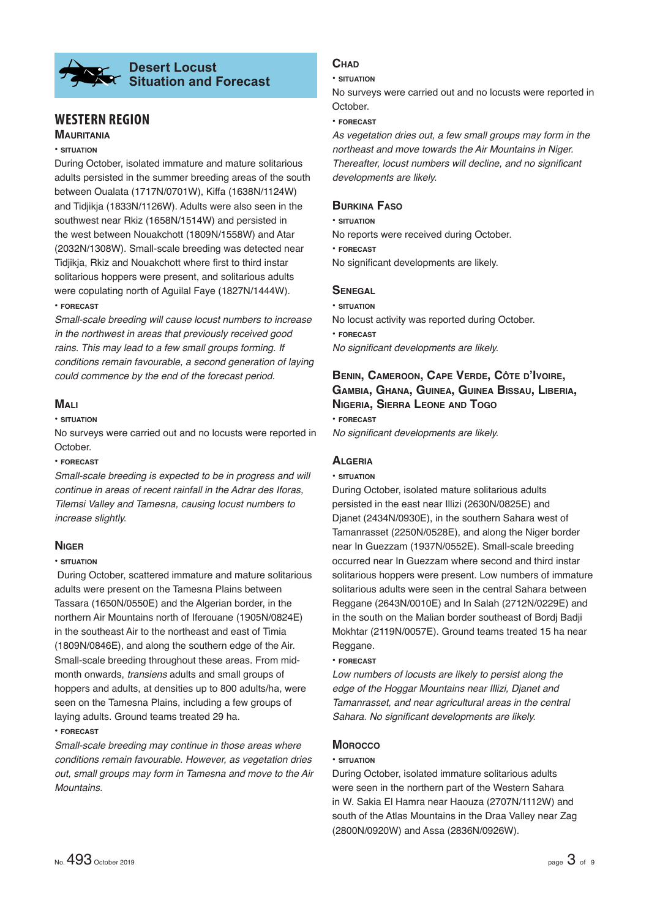# Desert Locust Situation and Forecast

## WESTERN REGION

### Mauritania

• SITUATION

During October, isolated immature and mature solitarious adults persisted in the summer breeding areas of the south between Oualata (1717N/0701W), Kiffa (1638N/1124W) and Tidjikja (1833N/1126W). Adults were also seen in the southwest near Rkiz (1658N/1514W) and persisted in the west between Nouakchott (1809N/1558W) and Atar (2032N/1308W). Small-scale breeding was detected near Tidjikja, Rkiz and Nouakchott where first to third instar solitarious hoppers were present, and solitarious adults were copulating north of Aguilal Faye (1827N/1444W).

• FORECAST

*Small-scale breeding will cause locust numbers to increase in the northwest in areas that previously received good rains. This may lead to a few small groups forming. If conditions remain favourable, a second generation of laying could commence by the end of the forecast period.*

### Mali

• SITUATION

No surveys were carried out and no locusts were reported in October.

• FORECAST

*Small-scale breeding is expected to be in progress and will continue in areas of recent rainfall in the Adrar des Iforas, Tilemsi Valley and Tamesna, causing locust numbers to increase slightly.*

### Niger

• SITUATION

During October, scattered immature and mature solitarious adults were present on the Tamesna Plains between Tassara (1650N/0550E) and the Algerian border, in the northern Air Mountains north of Iferouane (1905N/0824E) in the southeast Air to the northeast and east of Timia (1809N/0846E), and along the southern edge of the Air. Small-scale breeding throughout these areas. From mid-month onwards, *transiens* adults and small groups of hoppers and adults, at densities up to 800 adults/ha, were seen on the Tamesna Plains, including a few groups of laying adults. Ground teams treated 29 ha.

• FORECAST

*Small-scale breeding may continue in those areas where conditions remain favourable. However, as vegetation dries out, small groups may form in Tamesna and move to the Air Mountains.*

### Chad

• SITUATION

No surveys were carried out and no locusts were reported in October.

• FORECAST

*As vegetation dries out, a few small groups may form in the northeast and move towards the Air Mountains in Niger. Thereafter, locust numbers will decline, and no significant developments are likely.*

### Burkina Faso

• SITUATION

No reports were received during October.

• FORECAST

No significant developments are likely.

### Senegal

• SITUATION

No locust activity was reported during October.

• FORECAST

*No significant developments are likely.*

### Benin, Cameroon, Cape Verde, Côte d'Ivoire, Gambia, Ghana, Guinea, Guinea Bissau, Liberia, Nigeria, Sierra Leone and Togo

• FORECAST

*No significant developments are likely.*

### Algeria

• SITUATION

During October, isolated mature solitarious adults persisted in the east near Illizi (2630N/0825E) and Djanet (2434N/0930E), in the southern Sahara west of Tamanrasset (2250N/0528E), and along the Niger border near In Guezzam (1937N/0552E). Small-scale breeding occurred near In Guezzam where second and third instar solitarious hoppers were present. Low numbers of immature solitarious adults were seen in the central Sahara between Reggane (2643N/0010E) and In Salah (2712N/0229E) and in the south on the Malian border southeast of Bordj Badji Mokhtar (2119N/0057E). Ground teams treated 15 ha near Reggane.

• FORECAST

*Low numbers of locusts are likely to persist along the edge of the Hoggar Mountains near Illizi, Djanet and Tamanrasset, and near agricultural areas in the central Sahara. No significant developments are likely.*

### Morocco

• SITUATION

During October, isolated immature solitarious adults were seen in the northern part of the Western Sahara in W. Sakia El Hamra near Haouza (2707N/1112W) and south of the Atlas Mountains in the Draa Valley near Zag (2800N/0920W) and Assa (2836N/0926W).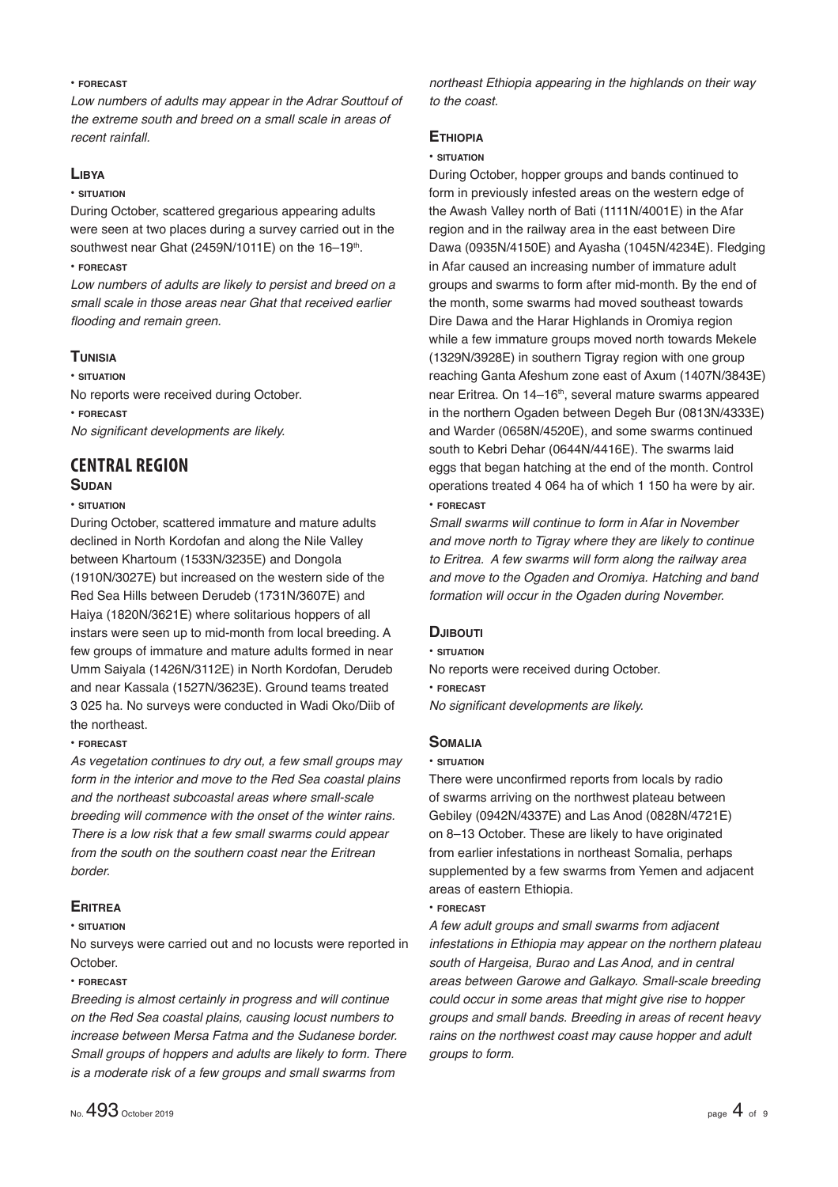• **FORECAST**

*Low numbers of adults may appear in the Adrar Souttouf of the extreme south and breed on a small scale in areas of recent rainfall.*

### LIBYA

• **SITUATION**

During October, scattered gregarious appearing adults were seen at two places during a survey carried out in the southwest near Ghat (2459N/1011E) on the 16–19th.

• **FORECAST**

*Low numbers of adults are likely to persist and breed on a small scale in those areas near Ghat that received earlier flooding and remain green.*

### TUNISIA

• **SITUATION**

No reports were received during October.

• **FORECAST**

*No significant developments are likely.*

## CENTRAL REGION

### SUDAN

• **SITUATION**

During October, scattered immature and mature adults declined in North Kordofan and along the Nile Valley between Khartoum (1533N/3235E) and Dongola (1910N/3027E) but increased on the western side of the Red Sea Hills between Derudeb (1731N/3607E) and Haiya (1820N/3621E) where solitarious hoppers of all instars were seen up to mid-month from local breeding. A few groups of immature and mature adults formed in near Umm Saiyala (1426N/3112E) in North Kordofan, Derudeb and near Kassala (1527N/3623E). Ground teams treated 3 025 ha. No surveys were conducted in Wadi Oko/Diib of the northeast.

• **FORECAST**

*As vegetation continues to dry out, a few small groups may form in the interior and move to the Red Sea coastal plains and the northeast subcoastal areas where small-scale breeding will commence with the onset of the winter rains. There is a low risk that a few small swarms could appear from the south on the southern coast near the Eritrean border.*

### ERITREA

• **SITUATION**

No surveys were carried out and no locusts were reported in October.

• **FORECAST**

*Breeding is almost certainly in progress and will continue on the Red Sea coastal plains, causing locust numbers to increase between Mersa Fatma and the Sudanese border. Small groups of hoppers and adults are likely to form. There is a moderate risk of a few groups and small swarms from northeast Ethiopia appearing in the highlands on their way to the coast.*

### ETHIOPIA

• **SITUATION**

During October, hopper groups and bands continued to form in previously infested areas on the western edge of the Awash Valley north of Bati (1111N/4001E) in the Afar region and in the railway area in the east between Dire Dawa (0935N/4150E) and Ayasha (1045N/4234E). Fledging in Afar caused an increasing number of immature adult groups and swarms to form after mid-month. By the end of the month, some swarms had moved southeast towards Dire Dawa and the Harar Highlands in Oromiya region while a few immature groups moved north towards Mekele (1329N/3928E) in southern Tigray region with one group reaching Ganta Afeshum zone east of Axum (1407N/3843E) near Eritrea. On 14–16th, several mature swarms appeared in the northern Ogaden between Degeh Bur (0813N/4333E) and Warder (0658N/4520E), and some swarms continued south to Kebri Dehar (0644N/4416E). The swarms laid eggs that began hatching at the end of the month. Control operations treated 4 064 ha of which 1 150 ha were by air.

• **FORECAST**

*Small swarms will continue to form in Afar in November and move north to Tigray where they are likely to continue to Eritrea. A few swarms will form along the railway area and move to the Ogaden and Oromiya. Hatching and band formation will occur in the Ogaden during November.*

### DJIBOUTI

• **SITUATION**

No reports were received during October.

• **FORECAST**

*No significant developments are likely.*

### SOMALIA

• **SITUATION**

There were unconfirmed reports from locals by radio of swarms arriving on the northwest plateau between Gebiley (0942N/4337E) and Las Anod (0828N/4721E) on 8–13 October. These are likely to have originated from earlier infestations in northeast Somalia, perhaps supplemented by a few swarms from Yemen and adjacent areas of eastern Ethiopia.

• **FORECAST**

*A few adult groups and small swarms from adjacent infestations in Ethiopia may appear on the northern plateau south of Hargeisa, Burao and Las Anod, and in central areas between Garowe and Galkayo. Small-scale breeding could occur in some areas that might give rise to hopper groups and small bands. Breeding in areas of recent heavy rains on the northwest coast may cause hopper and adult groups to form.*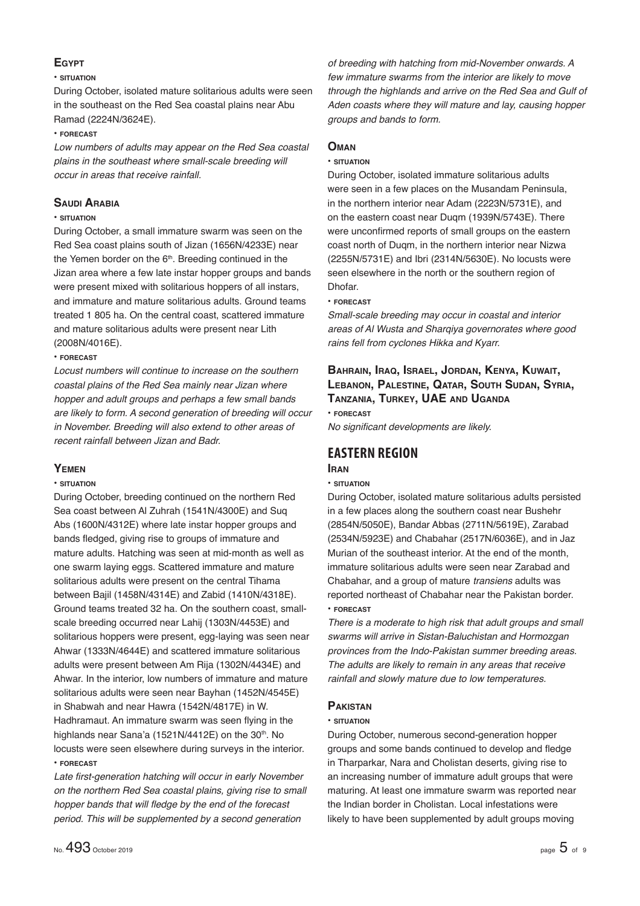### Egypt

• situation

During October, isolated mature solitarious adults were seen in the southeast on the Red Sea coastal plains near Abu Ramad (2224N/3624E).

• forecast

*Low numbers of adults may appear on the Red Sea coastal plains in the southeast where small-scale breeding will occur in areas that receive rainfall.*

### Saudi Arabia

• situation

During October, a small immature swarm was seen on the Red Sea coast plains south of Jizan (1656N/4233E) near the Yemen border on the 6th. Breeding continued in the Jizan area where a few late instar hopper groups and bands were present mixed with solitarious hoppers of all instars, and immature and mature solitarious adults. Ground teams treated 1 805 ha. On the central coast, scattered immature and mature solitarious adults were present near Lith (2008N/4016E).

• forecast

*Locust numbers will continue to increase on the southern coastal plains of the Red Sea mainly near Jizan where hopper and adult groups and perhaps a few small bands are likely to form. A second generation of breeding will occur in November. Breeding will also extend to other areas of recent rainfall between Jizan and Badr.*

### Yemen

• situation

During October, breeding continued on the northern Red Sea coast between Al Zuhrah (1541N/4300E) and Suq Abs (1600N/4312E) where late instar hopper groups and bands fledged, giving rise to groups of immature and mature adults. Hatching was seen at mid-month as well as one swarm laying eggs. Scattered immature and mature solitarious adults were present on the central Tihama between Bajil (1458N/4314E) and Zabid (1410N/4318E). Ground teams treated 32 ha. On the southern coast, small-scale breeding occurred near Lahij (1303N/4453E) and solitarious hoppers were present, egg-laying was seen near Ahwar (1333N/4644E) and scattered immature solitarious adults were present between Am Rija (1302N/4434E) and Ahwar. In the interior, low numbers of immature and mature solitarious adults were seen near Bayhan (1452N/4545E) in Shabwah and near Hawra (1542N/4817E) in W. Hadhramaut. An immature swarm was seen flying in the highlands near Sana'a (1521N/4412E) on the 30th. No locusts were seen elsewhere during surveys in the interior.

• forecast

*Late first-generation hatching will occur in early November on the northern Red Sea coastal plains, giving rise to small hopper bands that will fledge by the end of the forecast period. This will be supplemented by a second generation of breeding with hatching from mid-November onwards. A few immature swarms from the interior are likely to move through the highlands and arrive on the Red Sea and Gulf of Aden coasts where they will mature and lay, causing hopper groups and bands to form.*

### Oman

• situation

During October, isolated immature solitarious adults were seen in a few places on the Musandam Peninsula, in the northern interior near Adam (2223N/5731E), and on the eastern coast near Duqm (1939N/5743E). There were unconfirmed reports of small groups on the eastern coast north of Duqm, in the northern interior near Nizwa (2255N/5731E) and Ibri (2314N/5630E). No locusts were seen elsewhere in the north or the southern region of Dhofar.

• forecast

*Small-scale breeding may occur in coastal and interior areas of Al Wusta and Sharqiya governorates where good rains fell from cyclones Hikka and Kyarr.*

### Bahrain, Iraq, Israel, Jordan, Kenya, Kuwait, Lebanon, Palestine, Qatar, South Sudan, Syria, Tanzania, Turkey, UAE and Uganda

• forecast

*No significant developments are likely.*

## EASTERN REGION

### Iran

• situation

During October, isolated mature solitarious adults persisted in a few places along the southern coast near Bushehr (2854N/5050E), Bandar Abbas (2711N/5619E), Zarabad (2534N/5923E) and Chabahar (2517N/6036E), and in Jaz Murian of the southeast interior. At the end of the month, immature solitarious adults were seen near Zarabad and Chabahar, and a group of mature *transiens* adults was reported northeast of Chabahar near the Pakistan border.

• forecast

*There is a moderate to high risk that adult groups and small swarms will arrive in Sistan-Baluchistan and Hormozgan provinces from the Indo-Pakistan summer breeding areas. The adults are likely to remain in any areas that receive rainfall and slowly mature due to low temperatures.*

### Pakistan

• situation

During October, numerous second-generation hopper groups and some bands continued to develop and fledge in Tharparkar, Nara and Cholistan deserts, giving rise to an increasing number of immature adult groups that were maturing. At least one immature swarm was reported near the Indian border in Cholistan. Local infestations were likely to have been supplemented by adult groups moving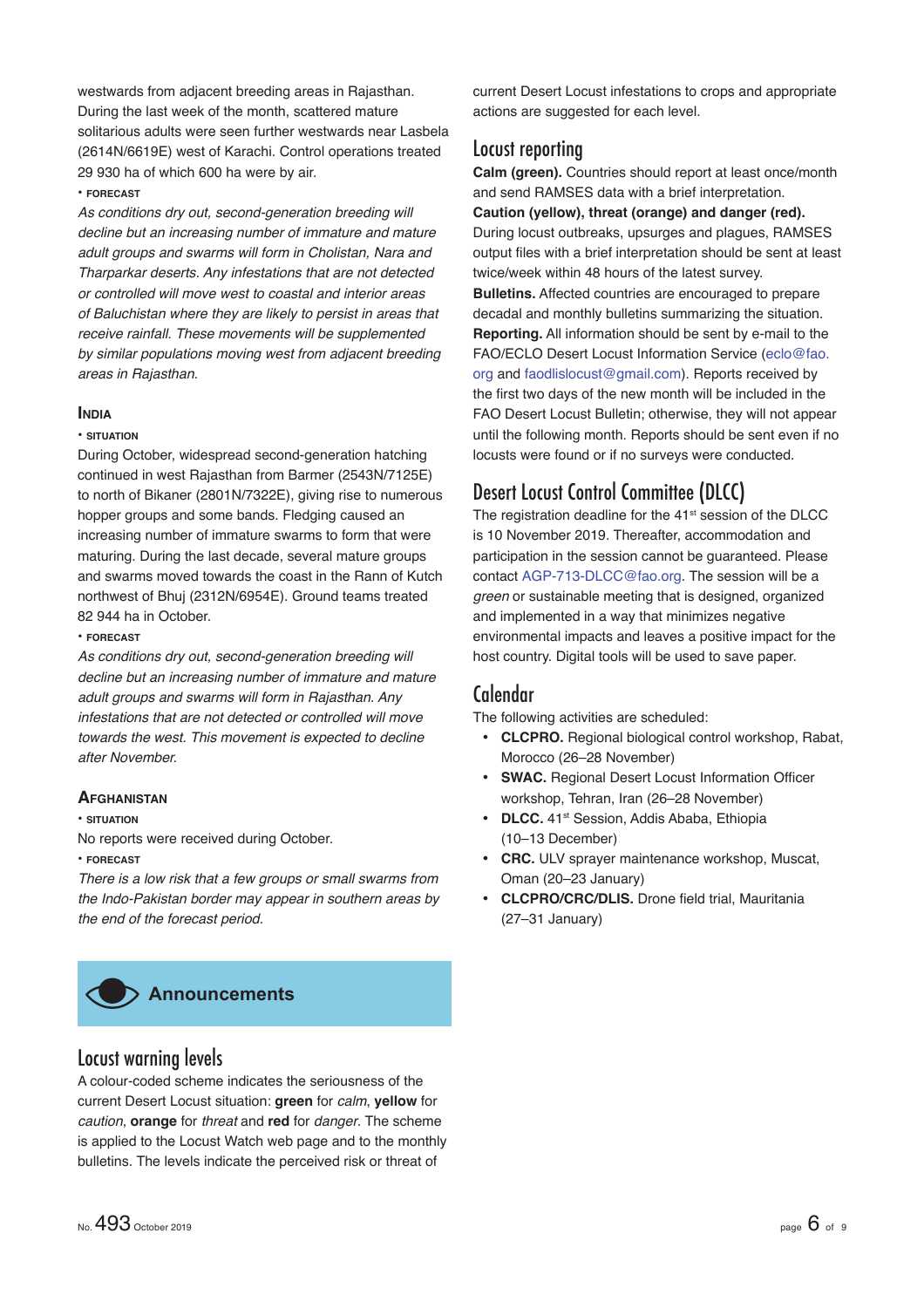westwards from adjacent breeding areas in Rajasthan. During the last week of the month, scattered mature solitarious adults were seen further westwards near Lasbela (2614N/6619E) west of Karachi. Control operations treated 29 930 ha of which 600 ha were by air.

• **FORECAST**

*As conditions dry out, second-generation breeding will decline but an increasing number of immature and mature adult groups and swarms will form in Cholistan, Nara and Tharparkar deserts. Any infestations that are not detected or controlled will move west to coastal and interior areas of Baluchistan where they are likely to persist in areas that receive rainfall. These movements will be supplemented by similar populations moving west from adjacent breeding areas in Rajasthan.*

### India

• **SITUATION**

During October, widespread second-generation hatching continued in west Rajasthan from Barmer (2543N/7125E) to north of Bikaner (2801N/7322E), giving rise to numerous hopper groups and some bands. Fledging caused an increasing number of immature swarms to form that were maturing. During the last decade, several mature groups and swarms moved towards the coast in the Rann of Kutch northwest of Bhuj (2312N/6954E). Ground teams treated 82 944 ha in October.

• **FORECAST**

*As conditions dry out, second-generation breeding will decline but an increasing number of immature and mature adult groups and swarms will form in Rajasthan. Any infestations that are not detected or controlled will move towards the west. This movement is expected to decline after November.*

### Afghanistan

• **SITUATION**

No reports were received during October.

• **FORECAST**

*There is a low risk that a few groups or small swarms from the Indo-Pakistan border may appear in southern areas by the end of the forecast period.*

## Announcements

### Locust warning levels

A colour-coded scheme indicates the seriousness of the current Desert Locust situation: **green** for *calm*, **yellow** for *caution*, **orange** for *threat* and **red** for *danger*. The scheme is applied to the Locust Watch web page and to the monthly bulletins. The levels indicate the perceived risk or threat of current Desert Locust infestations to crops and appropriate actions are suggested for each level.

### Locust reporting

**Calm (green).** Countries should report at least once/month and send RAMSES data with a brief interpretation.

**Caution (yellow), threat (orange) and danger (red).** During locust outbreaks, upsurges and plagues, RAMSES output files with a brief interpretation should be sent at least twice/week within 48 hours of the latest survey.

**Bulletins.** Affected countries are encouraged to prepare decadal and monthly bulletins summarizing the situation.

**Reporting.** All information should be sent by e-mail to the FAO/ECLO Desert Locust Information Service (eclo@fao.org and faodlislocust@gmail.com). Reports received by the first two days of the new month will be included in the FAO Desert Locust Bulletin; otherwise, they will not appear until the following month. Reports should be sent even if no locusts were found or if no surveys were conducted.

### Desert Locust Control Committee (DLCC)

The registration deadline for the 41st session of the DLCC is 10 November 2019. Thereafter, accommodation and participation in the session cannot be guaranteed. Please contact AGP-713-DLCC@fao.org. The session will be a *green* or sustainable meeting that is designed, organized and implemented in a way that minimizes negative environmental impacts and leaves a positive impact for the host country. Digital tools will be used to save paper.

### Calendar

The following activities are scheduled:

- **CLCPRO.** Regional biological control workshop, Rabat, Morocco (26–28 November)
- **SWAC.** Regional Desert Locust Information Officer workshop, Tehran, Iran (26–28 November)
- **DLCC.** 41st Session, Addis Ababa, Ethiopia (10–13 December)
- **CRC.** ULV sprayer maintenance workshop, Muscat, Oman (20–23 January)
- **CLCPRO/CRC/DLIS.** Drone field trial, Mauritania (27–31 January)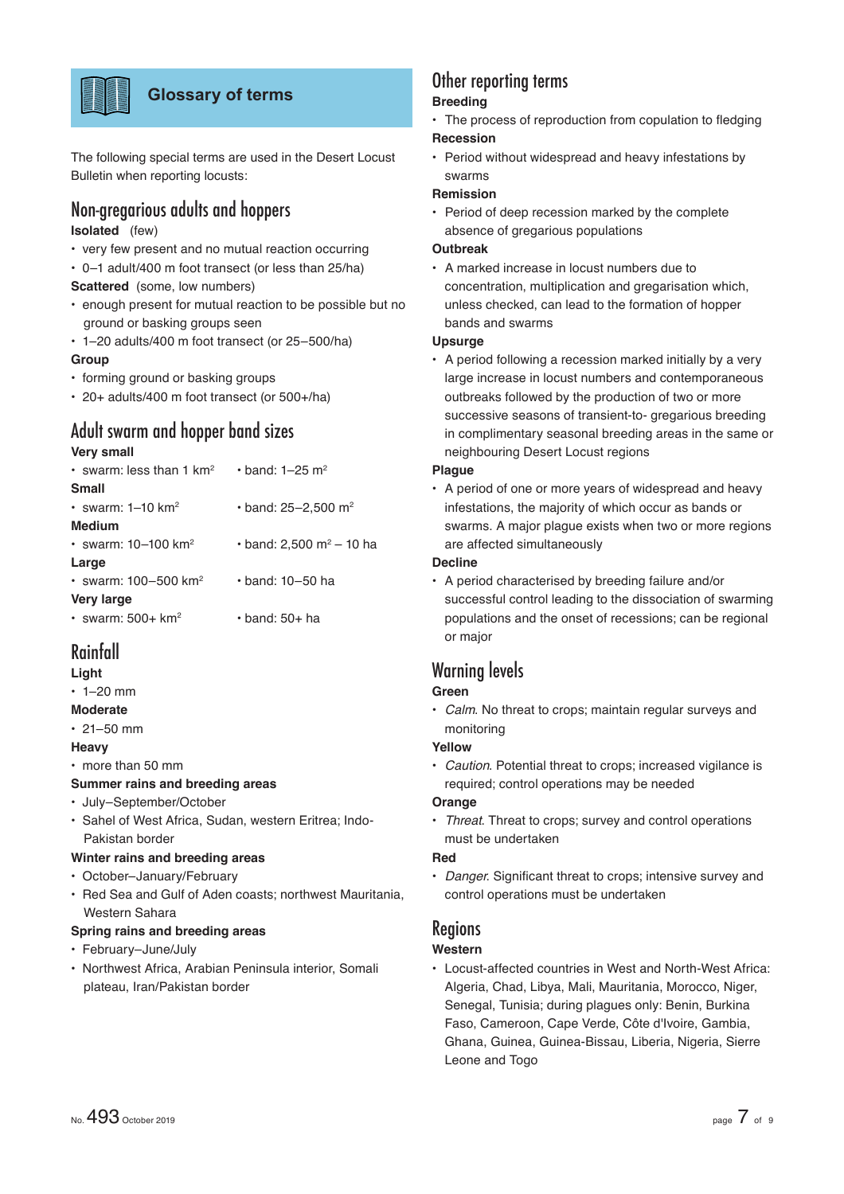# Glossary of terms

The following special terms are used in the Desert Locust Bulletin when reporting locusts:

## Non-gregarious adults and hoppers

**Isolated** (few)

- very few present and no mutual reaction occurring
- 0–1 adult/400 m foot transect (or less than 25/ha)

**Scattered** (some, low numbers)

- enough present for mutual reaction to be possible but no ground or basking groups seen
- 1–20 adults/400 m foot transect (or 25–500/ha)

**Group**

- forming ground or basking groups
- 20+ adults/400 m foot transect (or 500+/ha)

## Adult swarm and hopper band sizes

**Very small**

- swarm: less than 1 km$^2$
- band: 1–25 m$^2$

**Small**

- swarm: 1–10 km$^2$
- band: 25–2,500 m$^2$

**Medium**

- swarm: 10–100 km$^2$
- band: 2,500 m$^2$ – 10 ha

**Large**

- swarm: 100–500 km$^2$
- band: 10–50 ha

**Very large**

- swarm: 500+ km$^2$
- band: 50+ ha

## Rainfall

**Light**

- 1–20 mm

**Moderate**

- 21–50 mm

**Heavy**

- more than 50 mm

**Summer rains and breeding areas**

- July–September/October
- Sahel of West Africa, Sudan, western Eritrea; Indo-Pakistan border

**Winter rains and breeding areas**

- October–January/February
- Red Sea and Gulf of Aden coasts; northwest Mauritania, Western Sahara

**Spring rains and breeding areas**

- February–June/July
- Northwest Africa, Arabian Peninsula interior, Somali plateau, Iran/Pakistan border

## Other reporting terms

**Breeding**

- The process of reproduction from copulation to fledging

**Recession**

- Period without widespread and heavy infestations by swarms

**Remission**

- Period of deep recession marked by the complete absence of gregarious populations

**Outbreak**

- A marked increase in locust numbers due to concentration, multiplication and gregarisation which, unless checked, can lead to the formation of hopper bands and swarms

**Upsurge**

- A period following a recession marked initially by a very large increase in locust numbers and contemporaneous outbreaks followed by the production of two or more successive seasons of transient-to- gregarious breeding in complimentary seasonal breeding areas in the same or neighbouring Desert Locust regions

**Plague**

- A period of one or more years of widespread and heavy infestations, the majority of which occur as bands or swarms. A major plague exists when two or more regions are affected simultaneously

**Decline**

- A period characterised by breeding failure and/or successful control leading to the dissociation of swarming populations and the onset of recessions; can be regional or major

## Warning levels

**Green**

- *Calm*. No threat to crops; maintain regular surveys and monitoring

**Yellow**

- *Caution*. Potential threat to crops; increased vigilance is required; control operations may be needed

**Orange**

- *Threat*. Threat to crops; survey and control operations must be undertaken

**Red**

- *Danger*. Significant threat to crops; intensive survey and control operations must be undertaken

## Regions

**Western**

- Locust-affected countries in West and North-West Africa: Algeria, Chad, Libya, Mali, Mauritania, Morocco, Niger, Senegal, Tunisia; during plagues only: Benin, Burkina Faso, Cameroon, Cape Verde, Côte d'Ivoire, Gambia, Ghana, Guinea, Guinea-Bissau, Liberia, Nigeria, Sierre Leone and Togo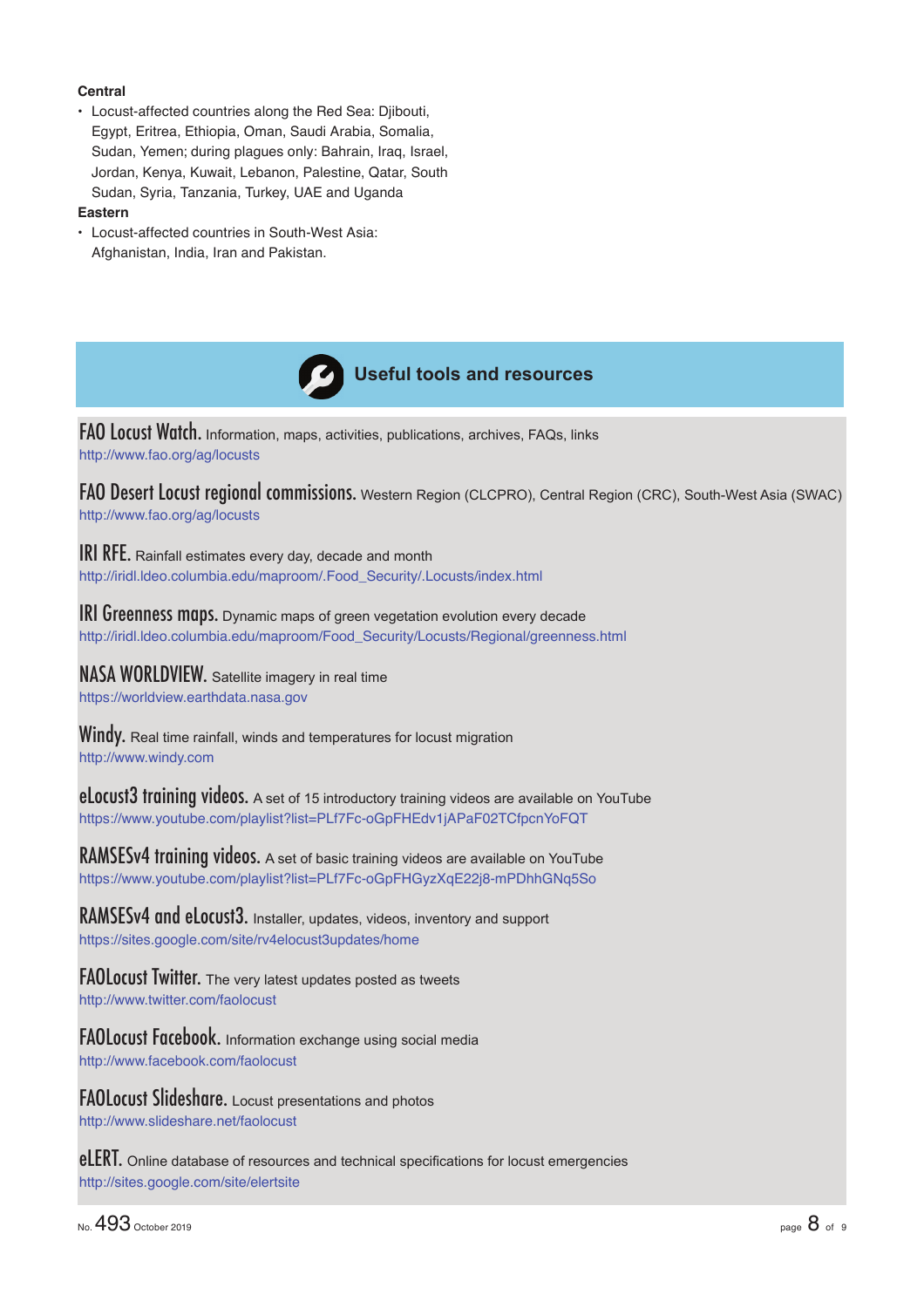**Central**

- Locust-affected countries along the Red Sea: Djibouti, Egypt, Eritrea, Ethiopia, Oman, Saudi Arabia, Somalia, Sudan, Yemen; during plagues only: Bahrain, Iraq, Israel, Jordan, Kenya, Kuwait, Lebanon, Palestine, Qatar, South Sudan, Syria, Tanzania, Turkey, UAE and Uganda

**Eastern**

- Locust-affected countries in South-West Asia: Afghanistan, India, Iran and Pakistan.

## Useful tools and resources

**FAO Locust Watch.** Information, maps, activities, publications, archives, FAQs, links
http://www.fao.org/ag/locusts

**FAO Desert Locust regional commissions.** Western Region (CLCPRO), Central Region (CRC), South-West Asia (SWAC)
http://www.fao.org/ag/locusts

**IRI RFE.** Rainfall estimates every day, decade and month
http://iridl.ldeo.columbia.edu/maproom/.Food_Security/.Locusts/index.html

**IRI Greenness maps.** Dynamic maps of green vegetation evolution every decade
http://iridl.ldeo.columbia.edu/maproom/Food_Security/Locusts/Regional/greenness.html

**NASA WORLDVIEW.** Satellite imagery in real time
https://worldview.earthdata.nasa.gov

**Windy.** Real time rainfall, winds and temperatures for locust migration
http://www.windy.com

**eLocust3 training videos.** A set of 15 introductory training videos are available on YouTube
https://www.youtube.com/playlist?list=PLf7Fc-oGpFHEdv1jAPaF02TCfpcnYoFQT

**RAMSESv4 training videos.** A set of basic training videos are available on YouTube
https://www.youtube.com/playlist?list=PLf7Fc-oGpFHGyzXqE22j8-mPDhhGNq5So

**RAMSESv4 and eLocust3.** Installer, updates, videos, inventory and support
https://sites.google.com/site/rv4elocust3updates/home

**FAOLocust Twitter.** The very latest updates posted as tweets
http://www.twitter.com/faolocust

**FAOLocust Facebook.** Information exchange using social media
http://www.facebook.com/faolocust

**FAOLocust Slideshare.** Locust presentations and photos
http://www.slideshare.net/faolocust

**eLERT.** Online database of resources and technical specifications for locust emergencies
http://sites.google.com/site/elertsite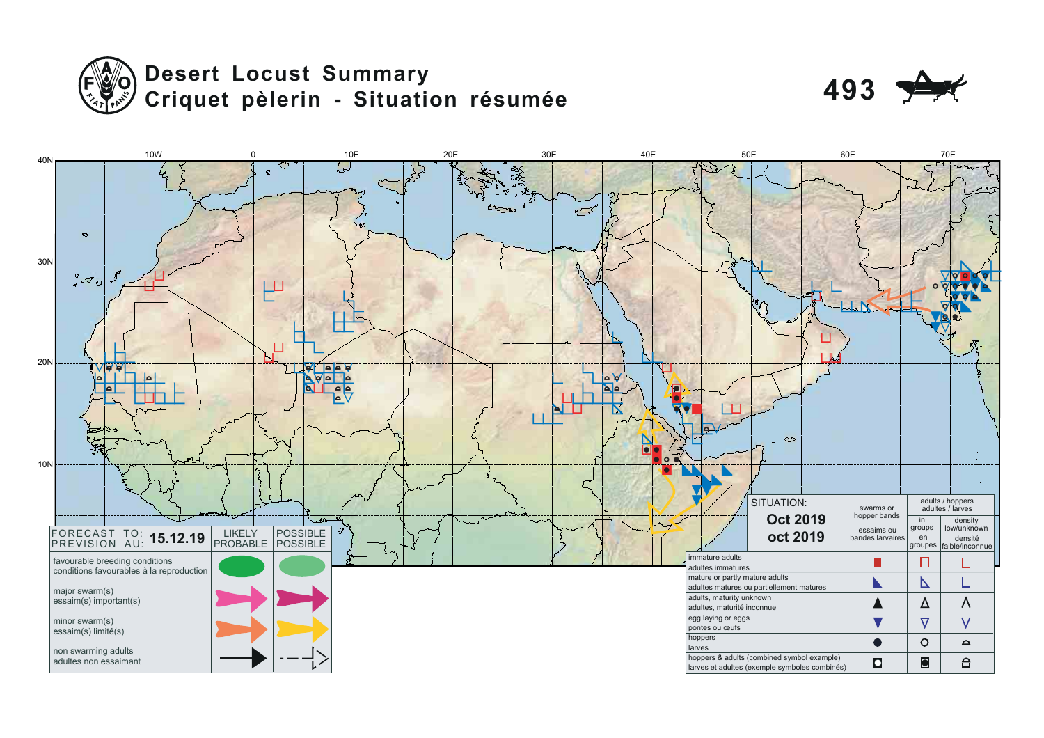# Desert Locust Summary
# Criquet pèlerin - Situation résumée

**493**

40N
30N
20N
10N

10W 0 10E 20E 30E 40E 50E 60E 70E

| FORECAST TO: / PREVISION AU: **15.12.19** | LIKELY / PROBABLE | POSSIBLE / POSSIBLE |
|---|---|---|
| favourable breeding conditions / conditions favourables à la reproduction | | |
| major swarm(s) / essaim(s) important(s) | | |
| minor swarm(s) / essaim(s) limité(s) | | |
| non swarming adults / adultes non essaimant | | |

| SITUATION: **Oct 2019** / **oct 2019** | swarms or hopper bands / essaims ou bandes larvaires | adults / hoppers – adultes / larves: in groups / en groupes | adults / hoppers – adultes / larves: density low/unknown / densité faible/inconnue |
|---|---|---|---|
| immature adults / adultes immatures | | | |
| mature or partly mature adults / adultes matures ou partiellement matures | | | |
| adults, maturity unknown / adultes, maturité inconnue | | | |
| egg laying or eggs / pontes ou œufs | | | |
| hoppers / larves | | | |
| hoppers & adults (combined symbol example) / larves et adultes (exemple symboles combinés) | | | |